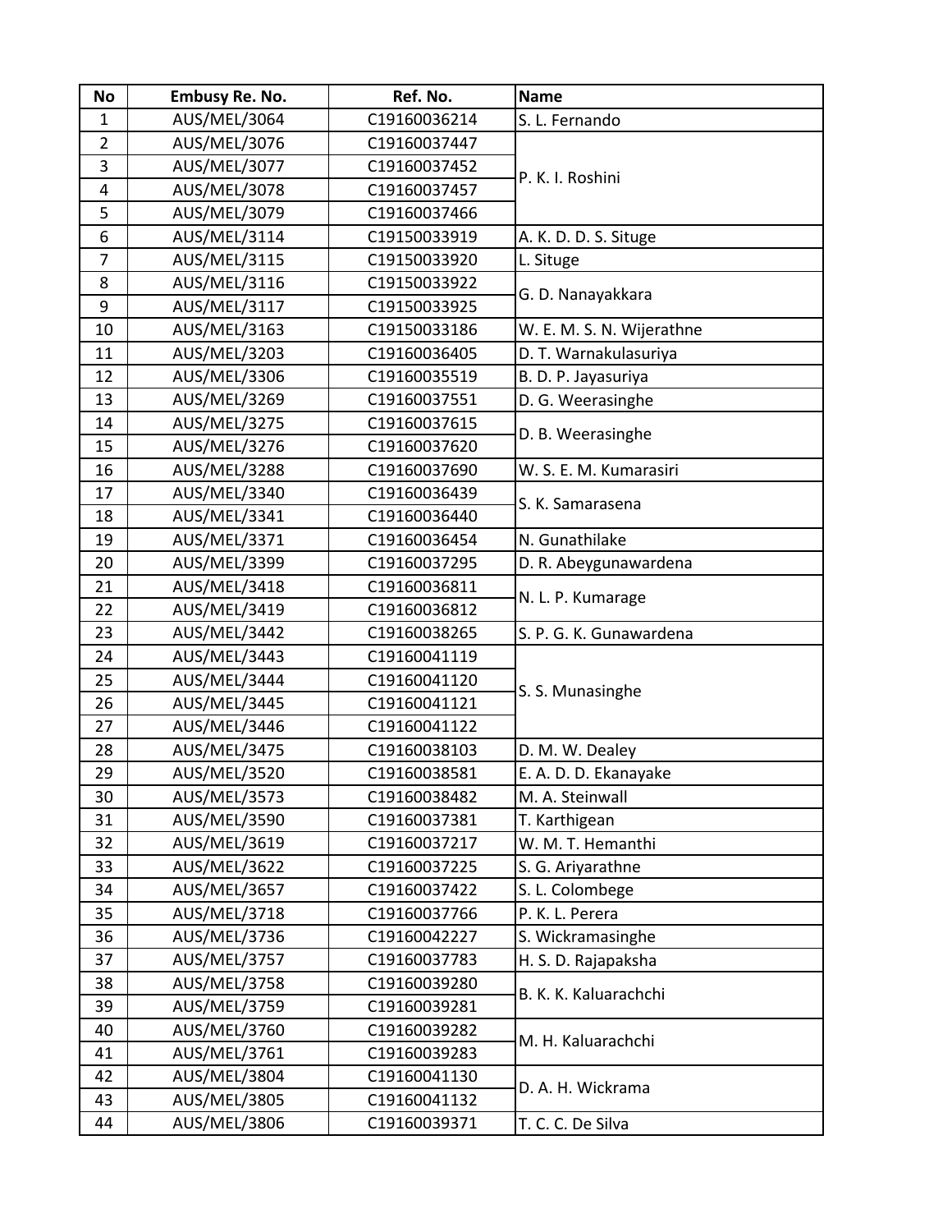| No | Embusy Re. No. | Ref. No. | Name |
|---|---|---|---|
| 1 | AUS/MEL/3064 | C19160036214 | S. L. Fernando |
| 2 | AUS/MEL/3076 | C19160037447 | P. K. I. Roshini |
| 3 | AUS/MEL/3077 | C19160037452 | |
| 4 | AUS/MEL/3078 | C19160037457 | |
| 5 | AUS/MEL/3079 | C19160037466 | |
| 6 | AUS/MEL/3114 | C19150033919 | A. K. D. D. S. Situge |
| 7 | AUS/MEL/3115 | C19150033920 | L. Situge |
| 8 | AUS/MEL/3116 | C19150033922 | G. D. Nanayakkara |
| 9 | AUS/MEL/3117 | C19150033925 | |
| 10 | AUS/MEL/3163 | C19150033186 | W. E. M. S. N. Wijerathne |
| 11 | AUS/MEL/3203 | C19160036405 | D. T. Warnakulasuriya |
| 12 | AUS/MEL/3306 | C19160035519 | B. D. P. Jayasuriya |
| 13 | AUS/MEL/3269 | C19160037551 | D. G. Weerasinghe |
| 14 | AUS/MEL/3275 | C19160037615 | D. B. Weerasinghe |
| 15 | AUS/MEL/3276 | C19160037620 | |
| 16 | AUS/MEL/3288 | C19160037690 | W. S. E. M. Kumarasiri |
| 17 | AUS/MEL/3340 | C19160036439 | S. K. Samarasena |
| 18 | AUS/MEL/3341 | C19160036440 | |
| 19 | AUS/MEL/3371 | C19160036454 | N. Gunathilake |
| 20 | AUS/MEL/3399 | C19160037295 | D. R. Abeygunawardena |
| 21 | AUS/MEL/3418 | C19160036811 | N. L. P. Kumarage |
| 22 | AUS/MEL/3419 | C19160036812 | |
| 23 | AUS/MEL/3442 | C19160038265 | S. P. G. K. Gunawardena |
| 24 | AUS/MEL/3443 | C19160041119 | S. S. Munasinghe |
| 25 | AUS/MEL/3444 | C19160041120 | |
| 26 | AUS/MEL/3445 | C19160041121 | |
| 27 | AUS/MEL/3446 | C19160041122 | |
| 28 | AUS/MEL/3475 | C19160038103 | D. M. W. Dealey |
| 29 | AUS/MEL/3520 | C19160038581 | E. A. D. D. Ekanayake |
| 30 | AUS/MEL/3573 | C19160038482 | M. A. Steinwall |
| 31 | AUS/MEL/3590 | C19160037381 | T. Karthigean |
| 32 | AUS/MEL/3619 | C19160037217 | W. M. T. Hemanthi |
| 33 | AUS/MEL/3622 | C19160037225 | S. G. Ariyarathne |
| 34 | AUS/MEL/3657 | C19160037422 | S. L. Colombege |
| 35 | AUS/MEL/3718 | C19160037766 | P. K. L. Perera |
| 36 | AUS/MEL/3736 | C19160042227 | S. Wickramasinghe |
| 37 | AUS/MEL/3757 | C19160037783 | H. S. D. Rajapaksha |
| 38 | AUS/MEL/3758 | C19160039280 | B. K. K. Kaluarachchi |
| 39 | AUS/MEL/3759 | C19160039281 | |
| 40 | AUS/MEL/3760 | C19160039282 | M. H. Kaluarachchi |
| 41 | AUS/MEL/3761 | C19160039283 | |
| 42 | AUS/MEL/3804 | C19160041130 | D. A. H. Wickrama |
| 43 | AUS/MEL/3805 | C19160041132 | |
| 44 | AUS/MEL/3806 | C19160039371 | T. C. C. De Silva |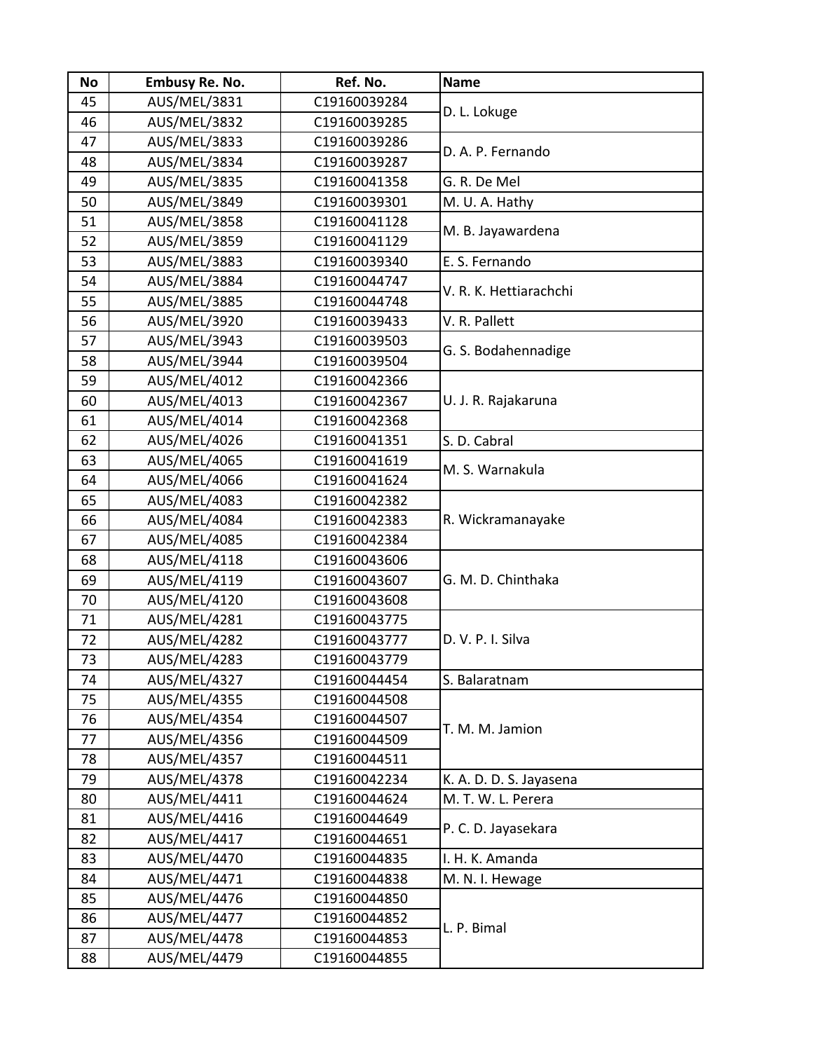| No | Embusy Re. No. | Ref. No. | Name |
|---|---|---|---|
| 45 | AUS/MEL/3831 | C19160039284 | D. L. Lokuge |
| 46 | AUS/MEL/3832 | C19160039285 | |
| 47 | AUS/MEL/3833 | C19160039286 | D. A. P. Fernando |
| 48 | AUS/MEL/3834 | C19160039287 | |
| 49 | AUS/MEL/3835 | C19160041358 | G. R. De Mel |
| 50 | AUS/MEL/3849 | C19160039301 | M. U. A. Hathy |
| 51 | AUS/MEL/3858 | C19160041128 | M. B. Jayawardena |
| 52 | AUS/MEL/3859 | C19160041129 | |
| 53 | AUS/MEL/3883 | C19160039340 | E. S. Fernando |
| 54 | AUS/MEL/3884 | C19160044747 | V. R. K. Hettiarachchi |
| 55 | AUS/MEL/3885 | C19160044748 | |
| 56 | AUS/MEL/3920 | C19160039433 | V. R. Pallett |
| 57 | AUS/MEL/3943 | C19160039503 | G. S. Bodahennadige |
| 58 | AUS/MEL/3944 | C19160039504 | |
| 59 | AUS/MEL/4012 | C19160042366 | U. J. R. Rajakaruna |
| 60 | AUS/MEL/4013 | C19160042367 | |
| 61 | AUS/MEL/4014 | C19160042368 | |
| 62 | AUS/MEL/4026 | C19160041351 | S. D. Cabral |
| 63 | AUS/MEL/4065 | C19160041619 | M. S. Warnakula |
| 64 | AUS/MEL/4066 | C19160041624 | |
| 65 | AUS/MEL/4083 | C19160042382 | R. Wickramanayake |
| 66 | AUS/MEL/4084 | C19160042383 | |
| 67 | AUS/MEL/4085 | C19160042384 | |
| 68 | AUS/MEL/4118 | C19160043606 | G. M. D. Chinthaka |
| 69 | AUS/MEL/4119 | C19160043607 | |
| 70 | AUS/MEL/4120 | C19160043608 | |
| 71 | AUS/MEL/4281 | C19160043775 | D. V. P. I. Silva |
| 72 | AUS/MEL/4282 | C19160043777 | |
| 73 | AUS/MEL/4283 | C19160043779 | |
| 74 | AUS/MEL/4327 | C19160044454 | S. Balaratnam |
| 75 | AUS/MEL/4355 | C19160044508 | T. M. M. Jamion |
| 76 | AUS/MEL/4354 | C19160044507 | |
| 77 | AUS/MEL/4356 | C19160044509 | |
| 78 | AUS/MEL/4357 | C19160044511 | |
| 79 | AUS/MEL/4378 | C19160042234 | K. A. D. D. S. Jayasena |
| 80 | AUS/MEL/4411 | C19160044624 | M. T. W. L. Perera |
| 81 | AUS/MEL/4416 | C19160044649 | P. C. D. Jayasekara |
| 82 | AUS/MEL/4417 | C19160044651 | |
| 83 | AUS/MEL/4470 | C19160044835 | I. H. K. Amanda |
| 84 | AUS/MEL/4471 | C19160044838 | M. N. I. Hewage |
| 85 | AUS/MEL/4476 | C19160044850 | L. P. Bimal |
| 86 | AUS/MEL/4477 | C19160044852 | |
| 87 | AUS/MEL/4478 | C19160044853 | |
| 88 | AUS/MEL/4479 | C19160044855 | |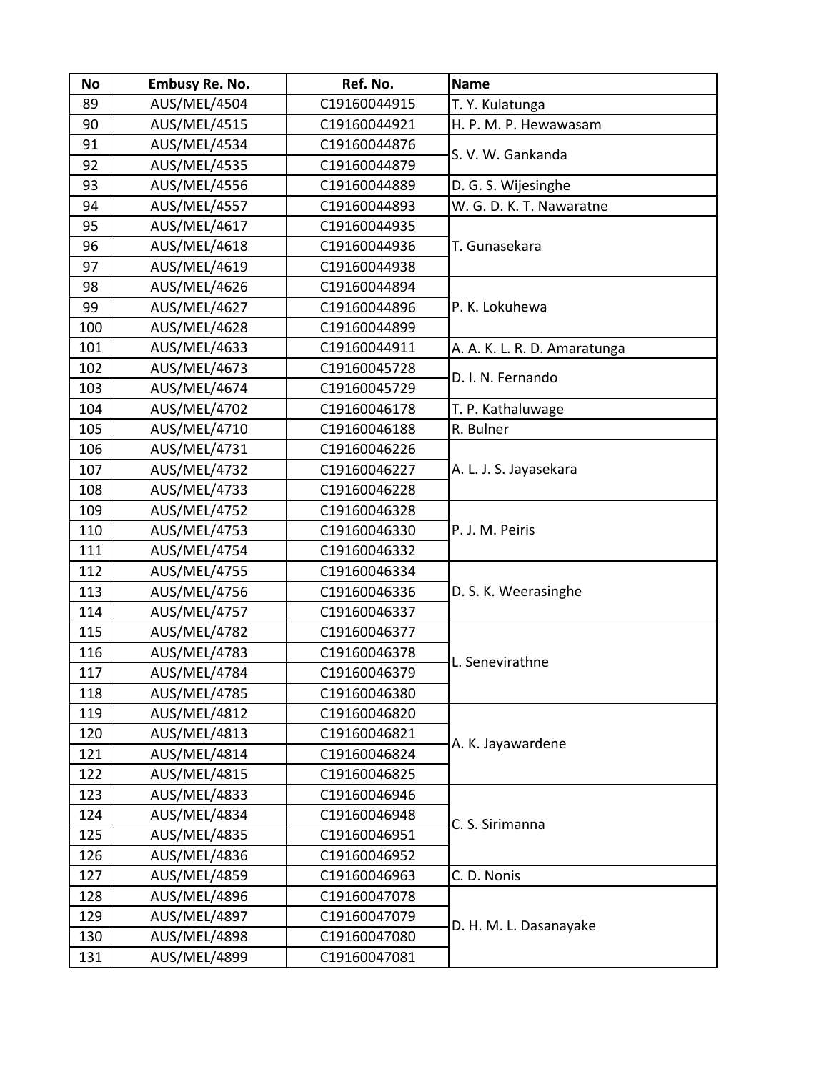| No | Embusy Re. No. | Ref. No. | Name |
|---|---|---|---|
| 89 | AUS/MEL/4504 | C19160044915 | T. Y. Kulatunga |
| 90 | AUS/MEL/4515 | C19160044921 | H. P. M. P. Hewawasam |
| 91 | AUS/MEL/4534 | C19160044876 | S. V. W. Gankanda |
| 92 | AUS/MEL/4535 | C19160044879 | |
| 93 | AUS/MEL/4556 | C19160044889 | D. G. S. Wijesinghe |
| 94 | AUS/MEL/4557 | C19160044893 | W. G. D. K. T. Nawaratne |
| 95 | AUS/MEL/4617 | C19160044935 | T. Gunasekara |
| 96 | AUS/MEL/4618 | C19160044936 | |
| 97 | AUS/MEL/4619 | C19160044938 | |
| 98 | AUS/MEL/4626 | C19160044894 | P. K. Lokuhewa |
| 99 | AUS/MEL/4627 | C19160044896 | |
| 100 | AUS/MEL/4628 | C19160044899 | |
| 101 | AUS/MEL/4633 | C19160044911 | A. A. K. L. R. D. Amaratunga |
| 102 | AUS/MEL/4673 | C19160045728 | D. I. N. Fernando |
| 103 | AUS/MEL/4674 | C19160045729 | |
| 104 | AUS/MEL/4702 | C19160046178 | T. P. Kathaluwage |
| 105 | AUS/MEL/4710 | C19160046188 | R. Bulner |
| 106 | AUS/MEL/4731 | C19160046226 | A. L. J. S. Jayasekara |
| 107 | AUS/MEL/4732 | C19160046227 | |
| 108 | AUS/MEL/4733 | C19160046228 | |
| 109 | AUS/MEL/4752 | C19160046328 | P. J. M. Peiris |
| 110 | AUS/MEL/4753 | C19160046330 | |
| 111 | AUS/MEL/4754 | C19160046332 | |
| 112 | AUS/MEL/4755 | C19160046334 | D. S. K. Weerasinghe |
| 113 | AUS/MEL/4756 | C19160046336 | |
| 114 | AUS/MEL/4757 | C19160046337 | |
| 115 | AUS/MEL/4782 | C19160046377 | L. Senevirathne |
| 116 | AUS/MEL/4783 | C19160046378 | |
| 117 | AUS/MEL/4784 | C19160046379 | |
| 118 | AUS/MEL/4785 | C19160046380 | |
| 119 | AUS/MEL/4812 | C19160046820 | A. K. Jayawardene |
| 120 | AUS/MEL/4813 | C19160046821 | |
| 121 | AUS/MEL/4814 | C19160046824 | |
| 122 | AUS/MEL/4815 | C19160046825 | |
| 123 | AUS/MEL/4833 | C19160046946 | C. S. Sirimanna |
| 124 | AUS/MEL/4834 | C19160046948 | |
| 125 | AUS/MEL/4835 | C19160046951 | |
| 126 | AUS/MEL/4836 | C19160046952 | |
| 127 | AUS/MEL/4859 | C19160046963 | C. D. Nonis |
| 128 | AUS/MEL/4896 | C19160047078 | D. H. M. L. Dasanayake |
| 129 | AUS/MEL/4897 | C19160047079 | |
| 130 | AUS/MEL/4898 | C19160047080 | |
| 131 | AUS/MEL/4899 | C19160047081 | |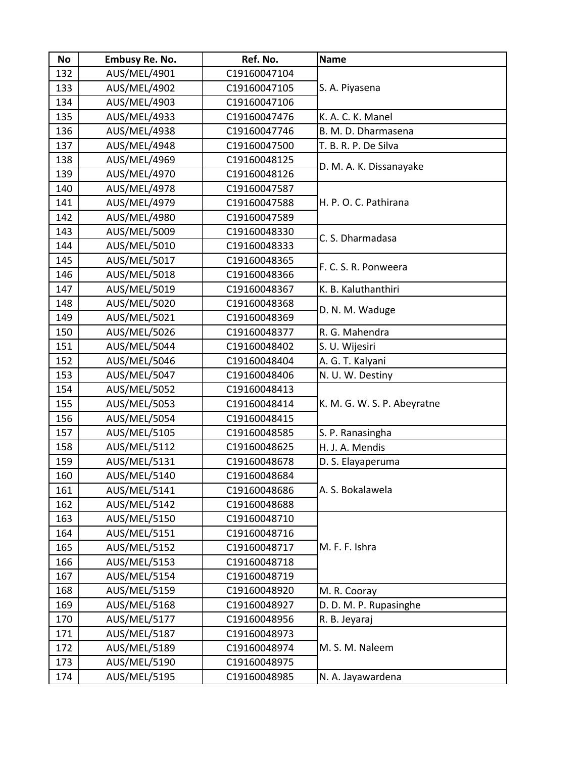| No | Embusy Re. No. | Ref. No. | Name |
|---|---|---|---|
| 132 | AUS/MEL/4901 | C19160047104 | S. A. Piyasena |
| 133 | AUS/MEL/4902 | C19160047105 | |
| 134 | AUS/MEL/4903 | C19160047106 | |
| 135 | AUS/MEL/4933 | C19160047476 | K. A. C. K. Manel |
| 136 | AUS/MEL/4938 | C19160047746 | B. M. D. Dharmasena |
| 137 | AUS/MEL/4948 | C19160047500 | T. B. R. P. De Silva |
| 138 | AUS/MEL/4969 | C19160048125 | D. M. A. K. Dissanayake |
| 139 | AUS/MEL/4970 | C19160048126 | |
| 140 | AUS/MEL/4978 | C19160047587 | H. P. O. C. Pathirana |
| 141 | AUS/MEL/4979 | C19160047588 | |
| 142 | AUS/MEL/4980 | C19160047589 | |
| 143 | AUS/MEL/5009 | C19160048330 | C. S. Dharmadasa |
| 144 | AUS/MEL/5010 | C19160048333 | |
| 145 | AUS/MEL/5017 | C19160048365 | F. C. S. R. Ponweera |
| 146 | AUS/MEL/5018 | C19160048366 | |
| 147 | AUS/MEL/5019 | C19160048367 | K. B. Kaluthanthiri |
| 148 | AUS/MEL/5020 | C19160048368 | D. N. M. Waduge |
| 149 | AUS/MEL/5021 | C19160048369 | |
| 150 | AUS/MEL/5026 | C19160048377 | R. G. Mahendra |
| 151 | AUS/MEL/5044 | C19160048402 | S. U. Wijesiri |
| 152 | AUS/MEL/5046 | C19160048404 | A. G. T. Kalyani |
| 153 | AUS/MEL/5047 | C19160048406 | N. U. W. Destiny |
| 154 | AUS/MEL/5052 | C19160048413 | K. M. G. W. S. P. Abeyratne |
| 155 | AUS/MEL/5053 | C19160048414 | |
| 156 | AUS/MEL/5054 | C19160048415 | |
| 157 | AUS/MEL/5105 | C19160048585 | S. P. Ranasingha |
| 158 | AUS/MEL/5112 | C19160048625 | H. J. A. Mendis |
| 159 | AUS/MEL/5131 | C19160048678 | D. S. Elayaperuma |
| 160 | AUS/MEL/5140 | C19160048684 | A. S. Bokalawela |
| 161 | AUS/MEL/5141 | C19160048686 | |
| 162 | AUS/MEL/5142 | C19160048688 | |
| 163 | AUS/MEL/5150 | C19160048710 | M. F. F. Ishra |
| 164 | AUS/MEL/5151 | C19160048716 | |
| 165 | AUS/MEL/5152 | C19160048717 | |
| 166 | AUS/MEL/5153 | C19160048718 | |
| 167 | AUS/MEL/5154 | C19160048719 | |
| 168 | AUS/MEL/5159 | C19160048920 | M. R. Cooray |
| 169 | AUS/MEL/5168 | C19160048927 | D. D. M. P. Rupasinghe |
| 170 | AUS/MEL/5177 | C19160048956 | R. B. Jeyaraj |
| 171 | AUS/MEL/5187 | C19160048973 | M. S. M. Naleem |
| 172 | AUS/MEL/5189 | C19160048974 | |
| 173 | AUS/MEL/5190 | C19160048975 | |
| 174 | AUS/MEL/5195 | C19160048985 | N. A. Jayawardena |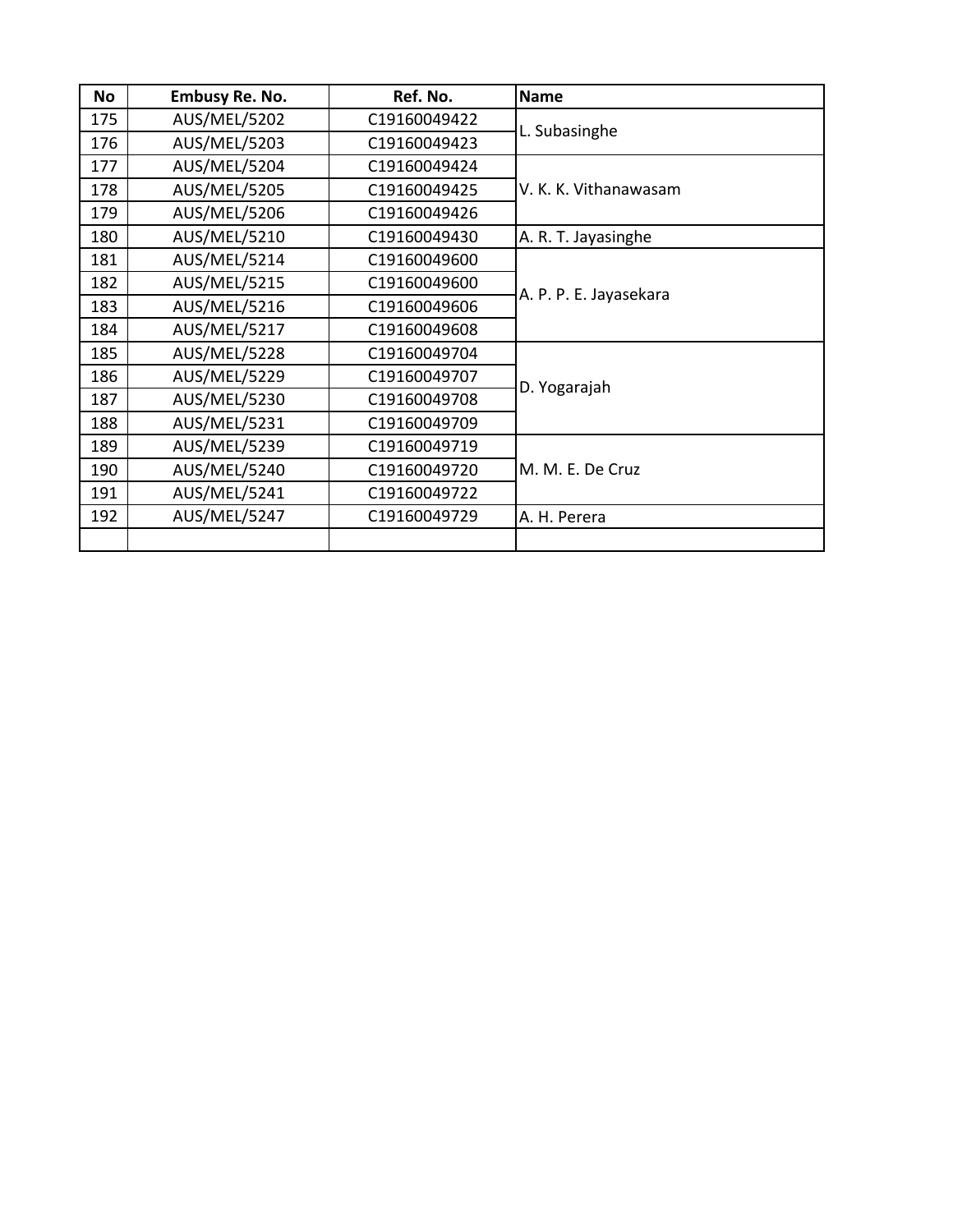| No | Embusy Re. No. | Ref. No. | Name |
|---|---|---|---|
| 175 | AUS/MEL/5202 | C19160049422 | L. Subasinghe |
| 176 | AUS/MEL/5203 | C19160049423 | |
| 177 | AUS/MEL/5204 | C19160049424 | V. K. K. Vithanawasam |
| 178 | AUS/MEL/5205 | C19160049425 | |
| 179 | AUS/MEL/5206 | C19160049426 | |
| 180 | AUS/MEL/5210 | C19160049430 | A. R. T. Jayasinghe |
| 181 | AUS/MEL/5214 | C19160049600 | A. P. P. E. Jayasekara |
| 182 | AUS/MEL/5215 | C19160049600 | |
| 183 | AUS/MEL/5216 | C19160049606 | |
| 184 | AUS/MEL/5217 | C19160049608 | |
| 185 | AUS/MEL/5228 | C19160049704 | D. Yogarajah |
| 186 | AUS/MEL/5229 | C19160049707 | |
| 187 | AUS/MEL/5230 | C19160049708 | |
| 188 | AUS/MEL/5231 | C19160049709 | |
| 189 | AUS/MEL/5239 | C19160049719 | M. M. E. De Cruz |
| 190 | AUS/MEL/5240 | C19160049720 | |
| 191 | AUS/MEL/5241 | C19160049722 | |
| 192 | AUS/MEL/5247 | C19160049729 | A. H. Perera |
| | | | |